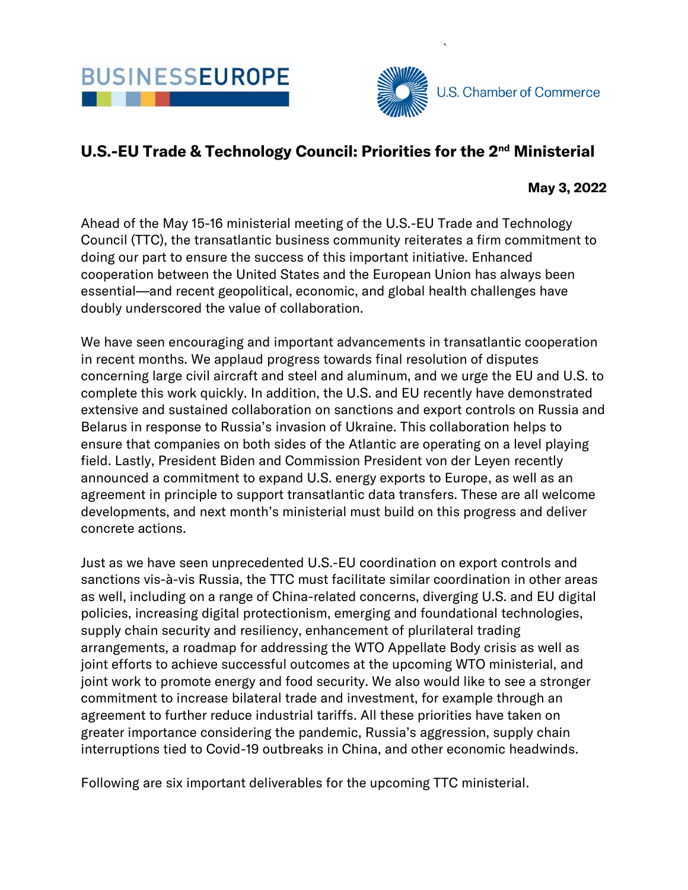BUSINESSEUROPE

U.S. Chamber of Commerce

# U.S.-EU Trade & Technology Council: Priorities for the 2nd Ministerial

**May 3, 2022**

Ahead of the May 15-16 ministerial meeting of the U.S.-EU Trade and Technology Council (TTC), the transatlantic business community reiterates a firm commitment to doing our part to ensure the success of this important initiative. Enhanced cooperation between the United States and the European Union has always been essential—and recent geopolitical, economic, and global health challenges have doubly underscored the value of collaboration.

We have seen encouraging and important advancements in transatlantic cooperation in recent months. We applaud progress towards final resolution of disputes concerning large civil aircraft and steel and aluminum, and we urge the EU and U.S. to complete this work quickly. In addition, the U.S. and EU recently have demonstrated extensive and sustained collaboration on sanctions and export controls on Russia and Belarus in response to Russia's invasion of Ukraine. This collaboration helps to ensure that companies on both sides of the Atlantic are operating on a level playing field. Lastly, President Biden and Commission President von der Leyen recently announced a commitment to expand U.S. energy exports to Europe, as well as an agreement in principle to support transatlantic data transfers. These are all welcome developments, and next month's ministerial must build on this progress and deliver concrete actions.

Just as we have seen unprecedented U.S.-EU coordination on export controls and sanctions vis-à-vis Russia, the TTC must facilitate similar coordination in other areas as well, including on a range of China-related concerns, diverging U.S. and EU digital policies, increasing digital protectionism, emerging and foundational technologies, supply chain security and resiliency, enhancement of plurilateral trading arrangements, a roadmap for addressing the WTO Appellate Body crisis as well as joint efforts to achieve successful outcomes at the upcoming WTO ministerial, and joint work to promote energy and food security. We also would like to see a stronger commitment to increase bilateral trade and investment, for example through an agreement to further reduce industrial tariffs. All these priorities have taken on greater importance considering the pandemic, Russia's aggression, supply chain interruptions tied to Covid-19 outbreaks in China, and other economic headwinds.

Following are six important deliverables for the upcoming TTC ministerial.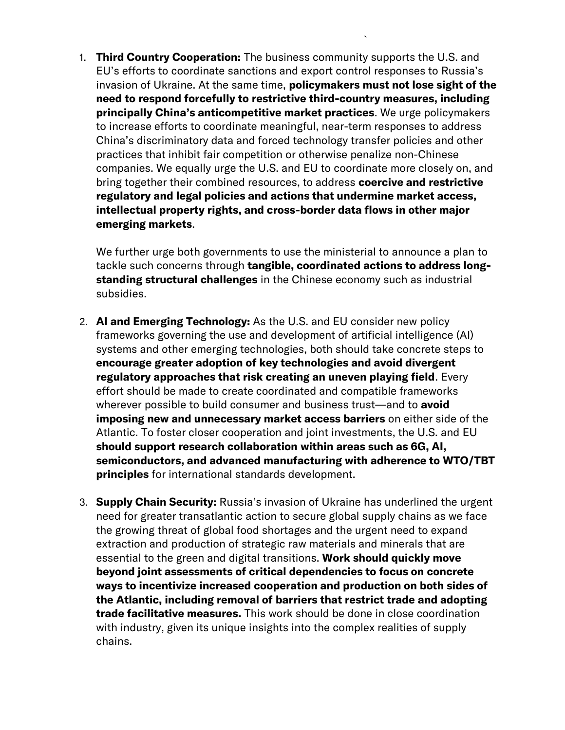1. **Third Country Cooperation:** The business community supports the U.S. and EU's efforts to coordinate sanctions and export control responses to Russia's invasion of Ukraine. At the same time, **policymakers must not lose sight of the need to respond forcefully to restrictive third-country measures, including principally China's anticompetitive market practices**. We urge policymakers to increase efforts to coordinate meaningful, near-term responses to address China's discriminatory data and forced technology transfer policies and other practices that inhibit fair competition or otherwise penalize non-Chinese companies. We equally urge the U.S. and EU to coordinate more closely on, and bring together their combined resources, to address **coercive and restrictive regulatory and legal policies and actions that undermine market access, intellectual property rights, and cross-border data flows in other major emerging markets**.

   We further urge both governments to use the ministerial to announce a plan to tackle such concerns through **tangible, coordinated actions to address long-standing structural challenges** in the Chinese economy such as industrial subsidies.

2. **AI and Emerging Technology:** As the U.S. and EU consider new policy frameworks governing the use and development of artificial intelligence (AI) systems and other emerging technologies, both should take concrete steps to **encourage greater adoption of key technologies and avoid divergent regulatory approaches that risk creating an uneven playing field**. Every effort should be made to create coordinated and compatible frameworks wherever possible to build consumer and business trust—and to **avoid imposing new and unnecessary market access barriers** on either side of the Atlantic. To foster closer cooperation and joint investments, the U.S. and EU **should support research collaboration within areas such as 6G, AI, semiconductors, and advanced manufacturing with adherence to WTO/TBT principles** for international standards development.

3. **Supply Chain Security:** Russia's invasion of Ukraine has underlined the urgent need for greater transatlantic action to secure global supply chains as we face the growing threat of global food shortages and the urgent need to expand extraction and production of strategic raw materials and minerals that are essential to the green and digital transitions. **Work should quickly move beyond joint assessments of critical dependencies to focus on concrete ways to incentivize increased cooperation and production on both sides of the Atlantic, including removal of barriers that restrict trade and adopting trade facilitative measures.** This work should be done in close coordination with industry, given its unique insights into the complex realities of supply chains.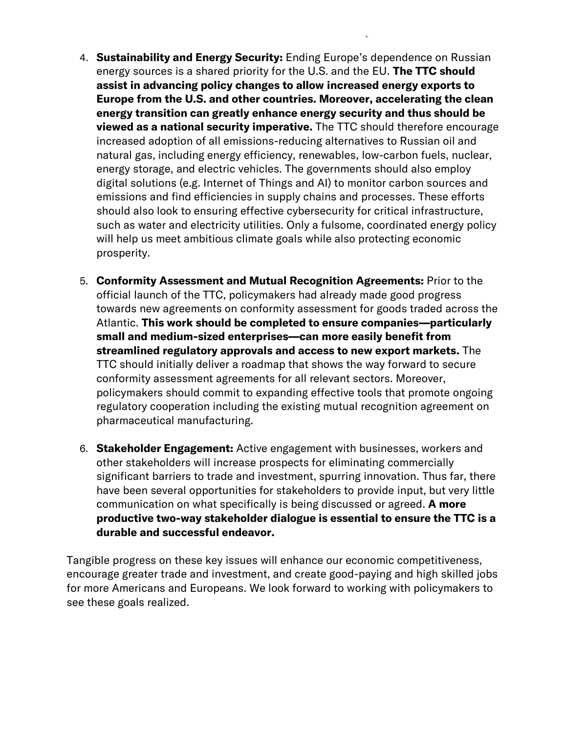4. **Sustainability and Energy Security:** Ending Europe's dependence on Russian energy sources is a shared priority for the U.S. and the EU. **The TTC should assist in advancing policy changes to allow increased energy exports to Europe from the U.S. and other countries. Moreover, accelerating the clean energy transition can greatly enhance energy security and thus should be viewed as a national security imperative.** The TTC should therefore encourage increased adoption of all emissions-reducing alternatives to Russian oil and natural gas, including energy efficiency, renewables, low-carbon fuels, nuclear, energy storage, and electric vehicles. The governments should also employ digital solutions (e.g. Internet of Things and AI) to monitor carbon sources and emissions and find efficiencies in supply chains and processes. These efforts should also look to ensuring effective cybersecurity for critical infrastructure, such as water and electricity utilities. Only a fulsome, coordinated energy policy will help us meet ambitious climate goals while also protecting economic prosperity.

5. **Conformity Assessment and Mutual Recognition Agreements:** Prior to the official launch of the TTC, policymakers had already made good progress towards new agreements on conformity assessment for goods traded across the Atlantic. **This work should be completed to ensure companies—particularly small and medium-sized enterprises—can more easily benefit from streamlined regulatory approvals and access to new export markets.** The TTC should initially deliver a roadmap that shows the way forward to secure conformity assessment agreements for all relevant sectors. Moreover, policymakers should commit to expanding effective tools that promote ongoing regulatory cooperation including the existing mutual recognition agreement on pharmaceutical manufacturing.

6. **Stakeholder Engagement:** Active engagement with businesses, workers and other stakeholders will increase prospects for eliminating commercially significant barriers to trade and investment, spurring innovation. Thus far, there have been several opportunities for stakeholders to provide input, but very little communication on what specifically is being discussed or agreed. **A more productive two-way stakeholder dialogue is essential to ensure the TTC is a durable and successful endeavor.**

Tangible progress on these key issues will enhance our economic competitiveness, encourage greater trade and investment, and create good-paying and high skilled jobs for more Americans and Europeans. We look forward to working with policymakers to see these goals realized.